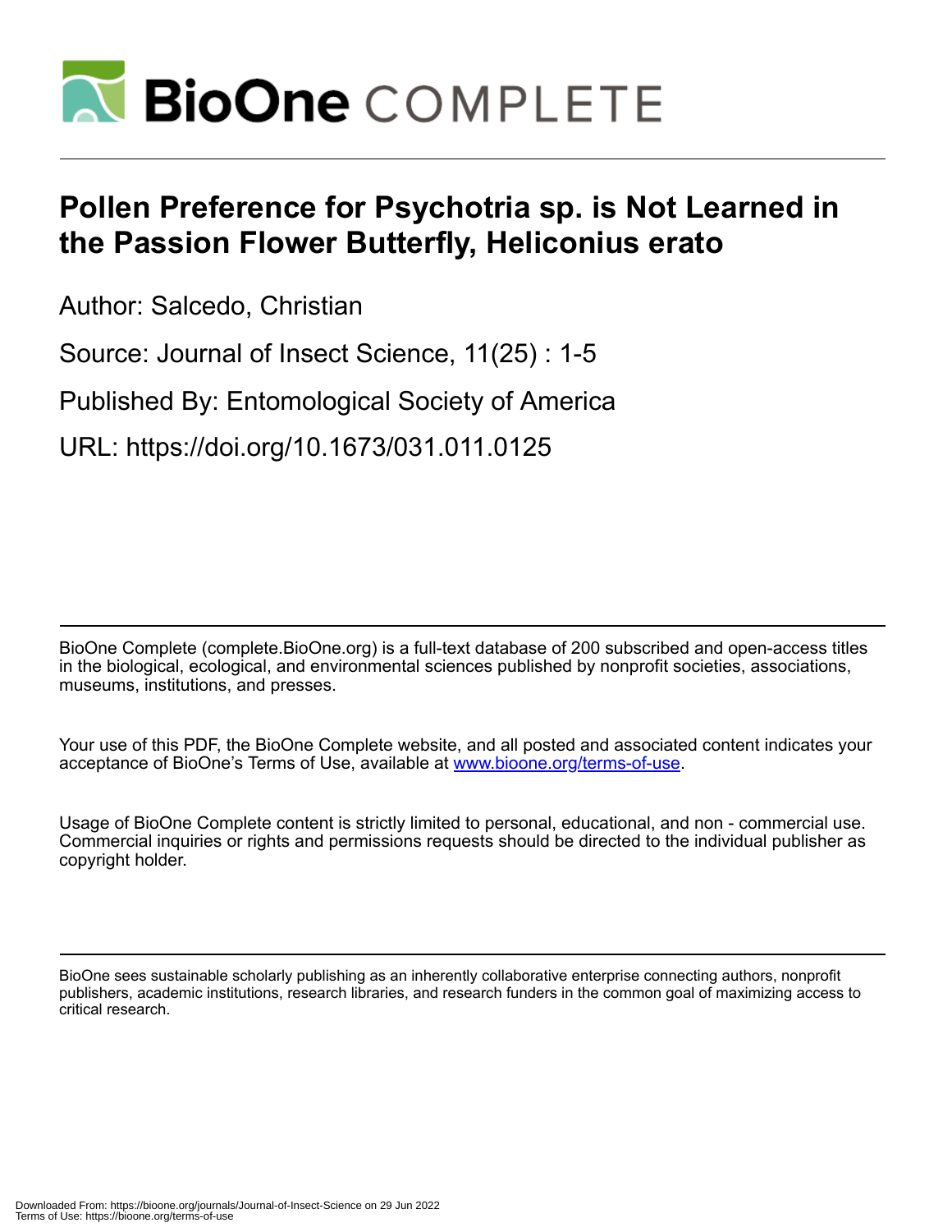# Pollen Preference for Psychotria sp. is Not Learned in the Passion Flower Butterfly, Heliconius erato

Author: Salcedo, Christian

Source: Journal of Insect Science, 11(25) : 1-5

Published By: Entomological Society of America

URL: https://doi.org/10.1673/031.011.0125

BioOne Complete (complete.BioOne.org) is a full-text database of 200 subscribed and open-access titles in the biological, ecological, and environmental sciences published by nonprofit societies, associations, museums, institutions, and presses.

Your use of this PDF, the BioOne Complete website, and all posted and associated content indicates your acceptance of BioOne's Terms of Use, available at www.bioone.org/terms-of-use.

Usage of BioOne Complete content is strictly limited to personal, educational, and non - commercial use. Commercial inquiries or rights and permissions requests should be directed to the individual publisher as copyright holder.

BioOne sees sustainable scholarly publishing as an inherently collaborative enterprise connecting authors, nonprofit publishers, academic institutions, research libraries, and research funders in the common goal of maximizing access to critical research.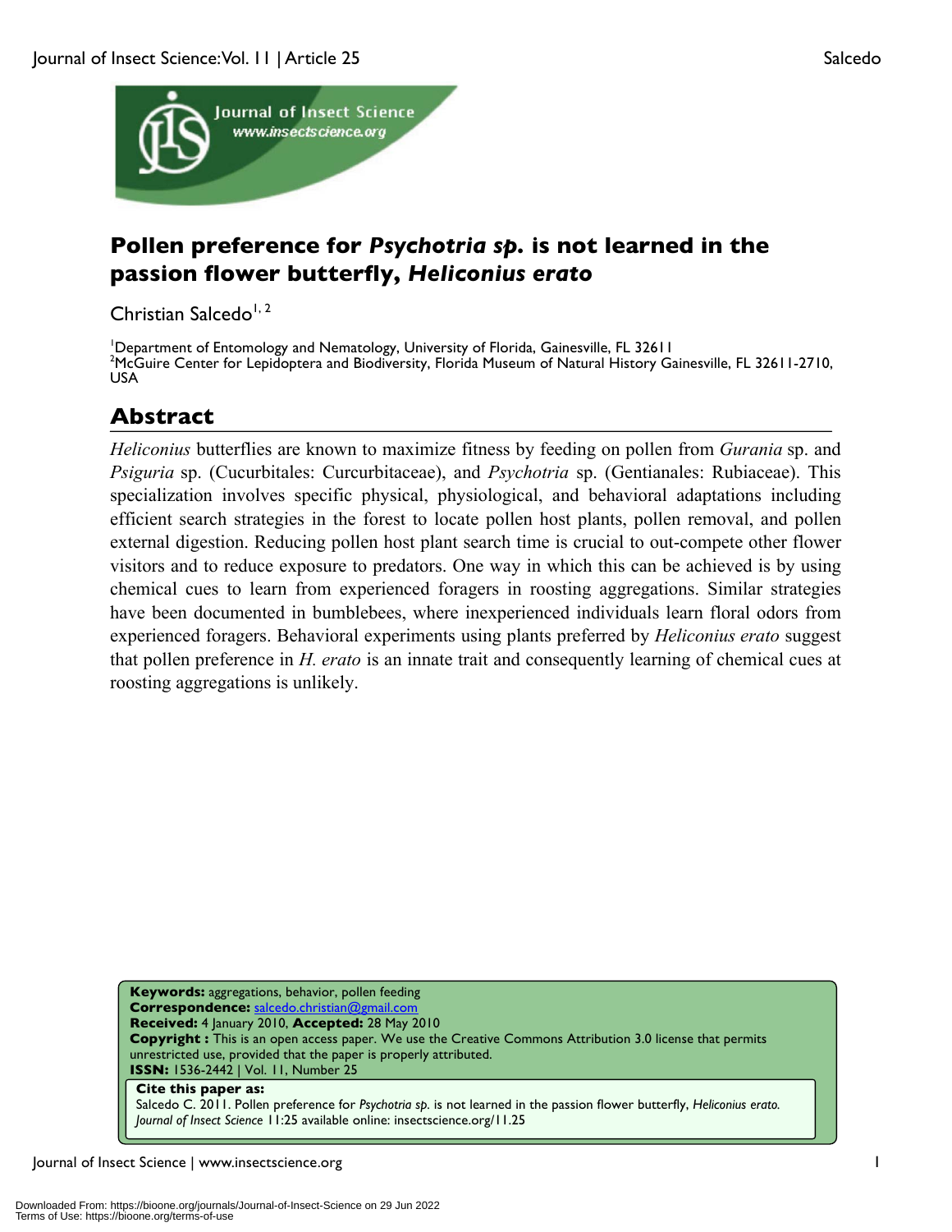# Pollen preference for *Psychotria sp.* is not learned in the passion flower butterfly, *Heliconius erato*

Christian Salcedo[1, 2]

[1]Department of Entomology and Nematology, University of Florida, Gainesville, FL 32611
[2]McGuire Center for Lepidoptera and Biodiversity, Florida Museum of Natural History Gainesville, FL 32611-2710, USA

## Abstract

*Heliconius* butterflies are known to maximize fitness by feeding on pollen from *Gurania* sp. and *Psiguria* sp. (Cucurbitales: Curcurbitaceae), and *Psychotria* sp. (Gentianales: Rubiaceae). This specialization involves specific physical, physiological, and behavioral adaptations including efficient search strategies in the forest to locate pollen host plants, pollen removal, and pollen external digestion. Reducing pollen host plant search time is crucial to out-compete other flower visitors and to reduce exposure to predators. One way in which this can be achieved is by using chemical cues to learn from experienced foragers in roosting aggregations. Similar strategies have been documented in bumblebees, where inexperienced individuals learn floral odors from experienced foragers. Behavioral experiments using plants preferred by *Heliconius erato* suggest that pollen preference in *H. erato* is an innate trait and consequently learning of chemical cues at roosting aggregations is unlikely.

**Keywords:** aggregations, behavior, pollen feeding
**Correspondence:** salcedo.christian@gmail.com
**Received:** 4 January 2010, **Accepted:** 28 May 2010
**Copyright :** This is an open access paper. We use the Creative Commons Attribution 3.0 license that permits unrestricted use, provided that the paper is properly attributed.
**ISSN:** 1536-2442 | Vol. 11, Number 25

**Cite this paper as:**
Salcedo C. 2011. Pollen preference for *Psychotria sp.* is not learned in the passion flower butterfly, *Heliconius erato*. *Journal of Insect Science* 11:25 available online: insectscience.org/11.25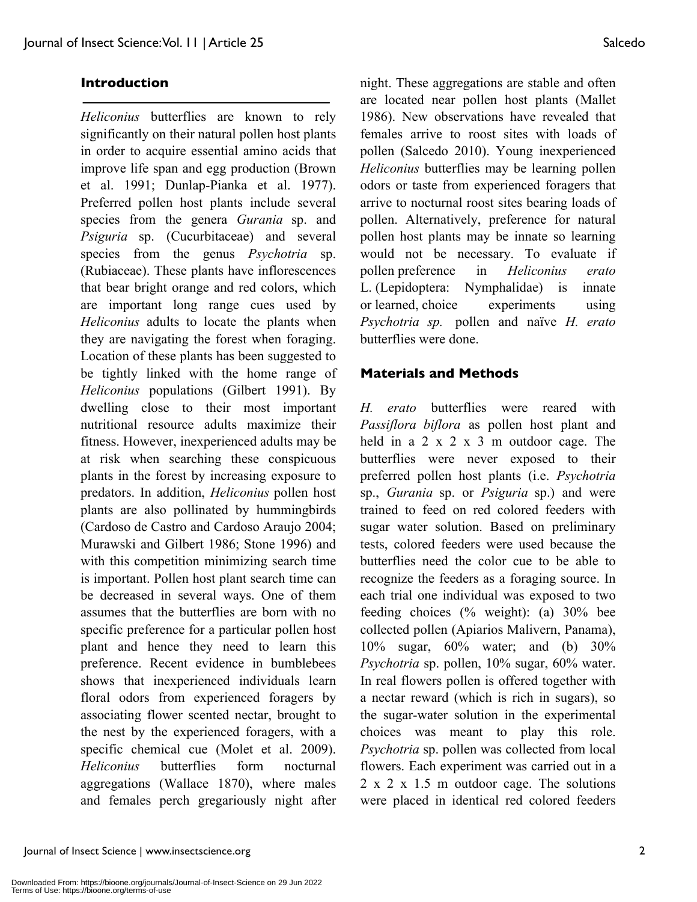## Introduction

*Heliconius* butterflies are known to rely significantly on their natural pollen host plants in order to acquire essential amino acids that improve life span and egg production (Brown et al. 1991; Dunlap-Pianka et al. 1977). Preferred pollen host plants include several species from the genera *Gurania* sp. and *Psiguria* sp. (Cucurbitaceae) and several species from the genus *Psychotria* sp. (Rubiaceae). These plants have inflorescences that bear bright orange and red colors, which are important long range cues used by *Heliconius* adults to locate the plants when they are navigating the forest when foraging. Location of these plants has been suggested to be tightly linked with the home range of *Heliconius* populations (Gilbert 1991). By dwelling close to their most important nutritional resource adults maximize their fitness. However, inexperienced adults may be at risk when searching these conspicuous plants in the forest by increasing exposure to predators. In addition, *Heliconius* pollen host plants are also pollinated by hummingbirds (Cardoso de Castro and Cardoso Araujo 2004; Murawski and Gilbert 1986; Stone 1996) and with this competition minimizing search time is important. Pollen host plant search time can be decreased in several ways. One of them assumes that the butterflies are born with no specific preference for a particular pollen host plant and hence they need to learn this preference. Recent evidence in bumblebees shows that inexperienced individuals learn floral odors from experienced foragers by associating flower scented nectar, brought to the nest by the experienced foragers, with a specific chemical cue (Molet et al. 2009). *Heliconius* butterflies form nocturnal aggregations (Wallace 1870), where males and females perch gregariously night after night. These aggregations are stable and often are located near pollen host plants (Mallet 1986). New observations have revealed that females arrive to roost sites with loads of pollen (Salcedo 2010). Young inexperienced *Heliconius* butterflies may be learning pollen odors or taste from experienced foragers that arrive to nocturnal roost sites bearing loads of pollen. Alternatively, preference for natural pollen host plants may be innate so learning would not be necessary. To evaluate if pollen preference in *Heliconius erato* L. (Lepidoptera: Nymphalidae) is innate or learned, choice experiments using *Psychotria sp.* pollen and naïve *H. erato* butterflies were done.

## Materials and Methods

*H. erato* butterflies were reared with *Passiflora biflora* as pollen host plant and held in a 2 x 2 x 3 m outdoor cage. The butterflies were never exposed to their preferred pollen host plants (i.e. *Psychotria* sp., *Gurania* sp. or *Psiguria* sp.) and were trained to feed on red colored feeders with sugar water solution. Based on preliminary tests, colored feeders were used because the butterflies need the color cue to be able to recognize the feeders as a foraging source. In each trial one individual was exposed to two feeding choices (% weight): (a) 30% bee collected pollen (Apiarios Malivern, Panama), 10% sugar, 60% water; and (b) 30% *Psychotria* sp. pollen, 10% sugar, 60% water. In real flowers pollen is offered together with a nectar reward (which is rich in sugars), so the sugar-water solution in the experimental choices was meant to play this role. *Psychotria* sp. pollen was collected from local flowers. Each experiment was carried out in a 2 x 2 x 1.5 m outdoor cage. The solutions were placed in identical red colored feeders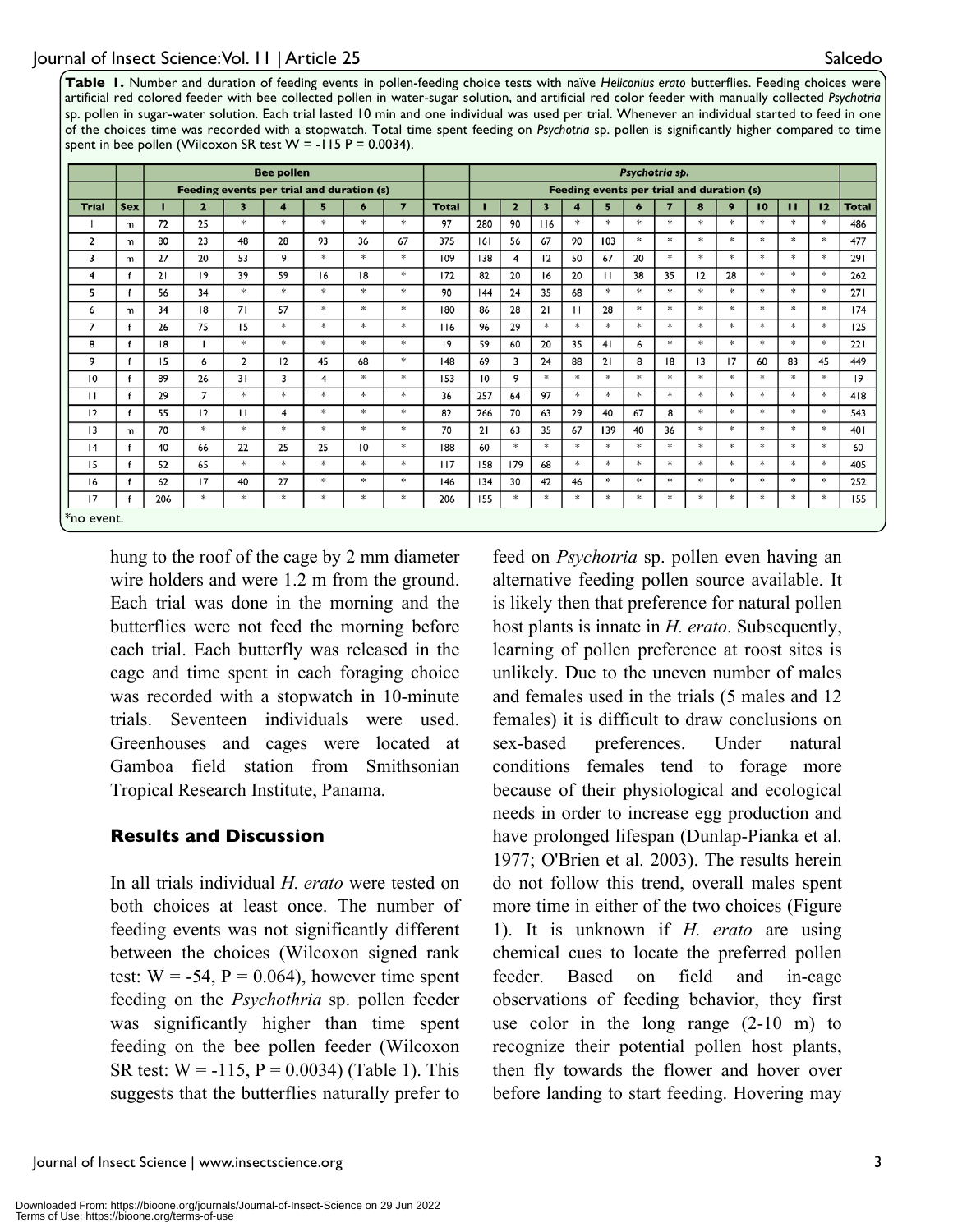**Table 1.** Number and duration of feeding events in pollen-feeding choice tests with naïve *Heliconius erato* butterflies. Feeding choices were artificial red colored feeder with bee collected pollen in water-sugar solution, and artificial red color feeder with manually collected *Psychotria* sp. pollen in sugar-water solution. Each trial lasted 10 min and one individual was used per trial. Whenever an individual started to feed in one of the choices time was recorded with a stopwatch. Total time spent feeding on *Psychotria* sp. pollen is significantly higher compared to time spent in bee pollen (Wilcoxon SR test W = -115 P = 0.0034).

| | | Bee pollen | | | | | | | | *Psychotria sp.* | | | | | | | | | | | | |
|---|---|---|---|---|---|---|---|---|---|---|---|---|---|---|---|---|---|---|---|---|---|---|
| | | Feeding events per trial and duration (s) | | | | | | | | Feeding events per trial and duration (s) | | | | | | | | | | | | |
| **Trial** | **Sex** | **1** | **2** | **3** | **4** | **5** | **6** | **7** | **Total** | **1** | **2** | **3** | **4** | **5** | **6** | **7** | **8** | **9** | **10** | **11** | **12** | **Total** |
| 1 | m | 72 | 25 | * | * | * | * | * | 97 | 280 | 90 | 116 | * | * | * | * | * | * | * | * | * | 486 |
| 2 | m | 80 | 23 | 48 | 28 | 93 | 36 | 67 | 375 | 161 | 56 | 67 | 90 | 103 | * | * | * | * | * | * | * | 477 |
| 3 | m | 27 | 20 | 53 | 9 | * | * | * | 109 | 138 | 4 | 12 | 50 | 67 | 20 | * | * | * | * | * | * | 291 |
| 4 | f | 21 | 19 | 39 | 59 | 16 | 18 | * | 172 | 82 | 20 | 16 | 20 | 11 | 38 | 35 | 12 | 28 | * | * | * | 262 |
| 5 | f | 56 | 34 | * | * | * | * | * | 90 | 144 | 24 | 35 | 68 | * | * | * | * | * | * | * | * | 271 |
| 6 | m | 34 | 18 | 71 | 57 | * | * | * | 180 | 86 | 28 | 21 | 11 | 28 | * | * | * | * | * | * | * | 174 |
| 7 | f | 26 | 75 | 15 | * | * | * | * | 116 | 96 | 29 | * | * | * | * | * | * | * | * | * | * | 125 |
| 8 | f | 18 | 1 | * | * | * | * | * | 19 | 59 | 60 | 20 | 35 | 41 | 6 | * | * | * | * | * | * | 221 |
| 9 | f | 15 | 6 | 2 | 12 | 45 | 68 | * | 148 | 69 | 3 | 24 | 88 | 21 | 8 | 18 | 13 | 17 | 60 | 83 | 45 | 449 |
| 10 | f | 89 | 26 | 31 | 3 | 4 | * | * | 153 | 10 | 9 | * | * | * | * | * | * | * | * | * | * | 19 |
| 11 | f | 29 | 7 | * | * | * | * | * | 36 | 257 | 64 | 97 | * | * | * | * | * | * | * | * | * | 418 |
| 12 | f | 55 | 12 | 11 | 4 | * | * | * | 82 | 266 | 70 | 63 | 29 | 40 | 67 | 8 | * | * | * | * | * | 543 |
| 13 | m | 70 | * | * | * | * | * | * | 70 | 21 | 63 | 35 | 67 | 139 | 40 | 36 | * | * | * | * | * | 401 |
| 14 | f | 40 | 66 | 22 | 25 | 25 | 10 | * | 188 | 60 | * | * | * | * | * | * | * | * | * | * | * | 60 |
| 15 | f | 52 | 65 | * | * | * | * | * | 117 | 158 | 179 | 68 | * | * | * | * | * | * | * | * | * | 405 |
| 16 | f | 62 | 17 | 40 | 27 | * | * | * | 146 | 134 | 30 | 42 | 46 | * | * | * | * | * | * | * | * | 252 |
| 17 | f | 206 | * | * | * | * | * | * | 206 | 155 | * | * | * | * | * | * | * | * | * | * | * | 155 |

*no event.

hung to the roof of the cage by 2 mm diameter wire holders and were 1.2 m from the ground. Each trial was done in the morning and the butterflies were not feed the morning before each trial. Each butterfly was released in the cage and time spent in each foraging choice was recorded with a stopwatch in 10-minute trials. Seventeen individuals were used. Greenhouses and cages were located at Gamboa field station from Smithsonian Tropical Research Institute, Panama.

## Results and Discussion

In all trials individual *H. erato* were tested on both choices at least once. The number of feeding events was not significantly different between the choices (Wilcoxon signed rank test: W = -54, P = 0.064), however time spent feeding on the *Psychothria* sp. pollen feeder was significantly higher than time spent feeding on the bee pollen feeder (Wilcoxon SR test: W = -115, P = 0.0034) (Table 1). This suggests that the butterflies naturally prefer to feed on *Psychotria* sp. pollen even having an alternative feeding pollen source available. It is likely then that preference for natural pollen host plants is innate in *H. erato*. Subsequently, learning of pollen preference at roost sites is unlikely. Due to the uneven number of males and females used in the trials (5 males and 12 females) it is difficult to draw conclusions on sex-based preferences. Under natural conditions females tend to forage more because of their physiological and ecological needs in order to increase egg production and have prolonged lifespan (Dunlap-Pianka et al. 1977; O'Brien et al. 2003). The results herein do not follow this trend, overall males spent more time in either of the two choices (Figure 1). It is unknown if *H. erato* are using chemical cues to locate the preferred pollen feeder. Based on field and in-cage observations of feeding behavior, they first use color in the long range (2-10 m) to recognize their potential pollen host plants, then fly towards the flower and hover over before landing to start feeding. Hovering may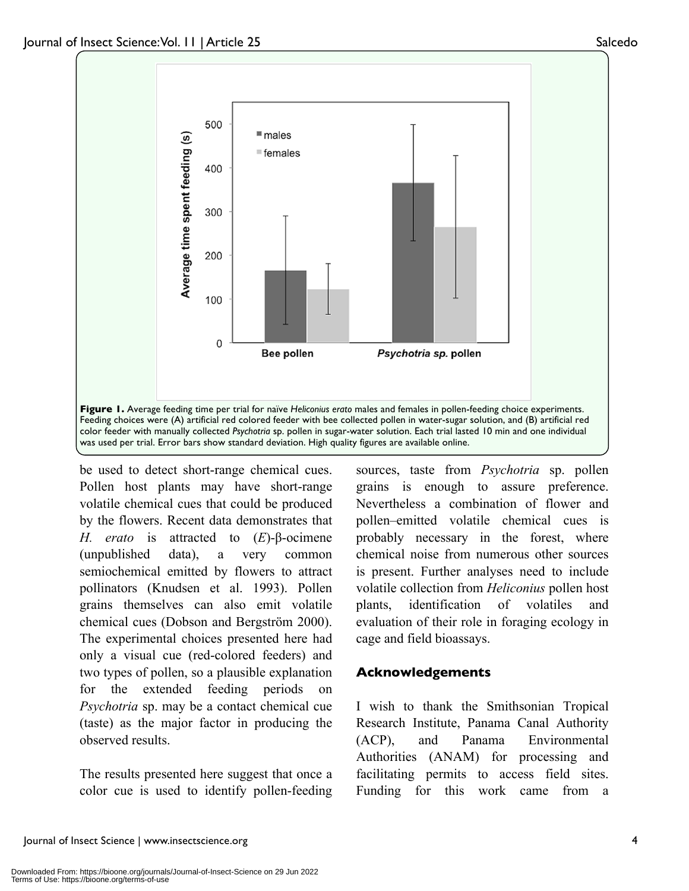**Figure 1.** Average feeding time per trial for naïve *Heliconius erato* males and females in pollen-feeding choice experiments. Feeding choices were (A) artificial red colored feeder with bee collected pollen in water-sugar solution, and (B) artificial red color feeder with manually collected *Psychotria* sp. pollen in sugar-water solution. Each trial lasted 10 min and one individual was used per trial. Error bars show standard deviation. High quality figures are available online.

be used to detect short-range chemical cues. Pollen host plants may have short-range volatile chemical cues that could be produced by the flowers. Recent data demonstrates that *H. erato* is attracted to (*E*)-β-ocimene (unpublished data), a very common semiochemical emitted by flowers to attract pollinators (Knudsen et al. 1993). Pollen grains themselves can also emit volatile chemical cues (Dobson and Bergström 2000). The experimental choices presented here had only a visual cue (red-colored feeders) and two types of pollen, so a plausible explanation for the extended feeding periods on *Psychotria* sp. may be a contact chemical cue (taste) as the major factor in producing the observed results.

The results presented here suggest that once a color cue is used to identify pollen-feeding sources, taste from *Psychotria* sp. pollen grains is enough to assure preference. Nevertheless a combination of flower and pollen–emitted volatile chemical cues is probably necessary in the forest, where chemical noise from numerous other sources is present. Further analyses need to include volatile collection from *Heliconius* pollen host plants, identification of volatiles and evaluation of their role in foraging ecology in cage and field bioassays.

## Acknowledgements

I wish to thank the Smithsonian Tropical Research Institute, Panama Canal Authority (ACP), and Panama Environmental Authorities (ANAM) for processing and facilitating permits to access field sites. Funding for this work came from a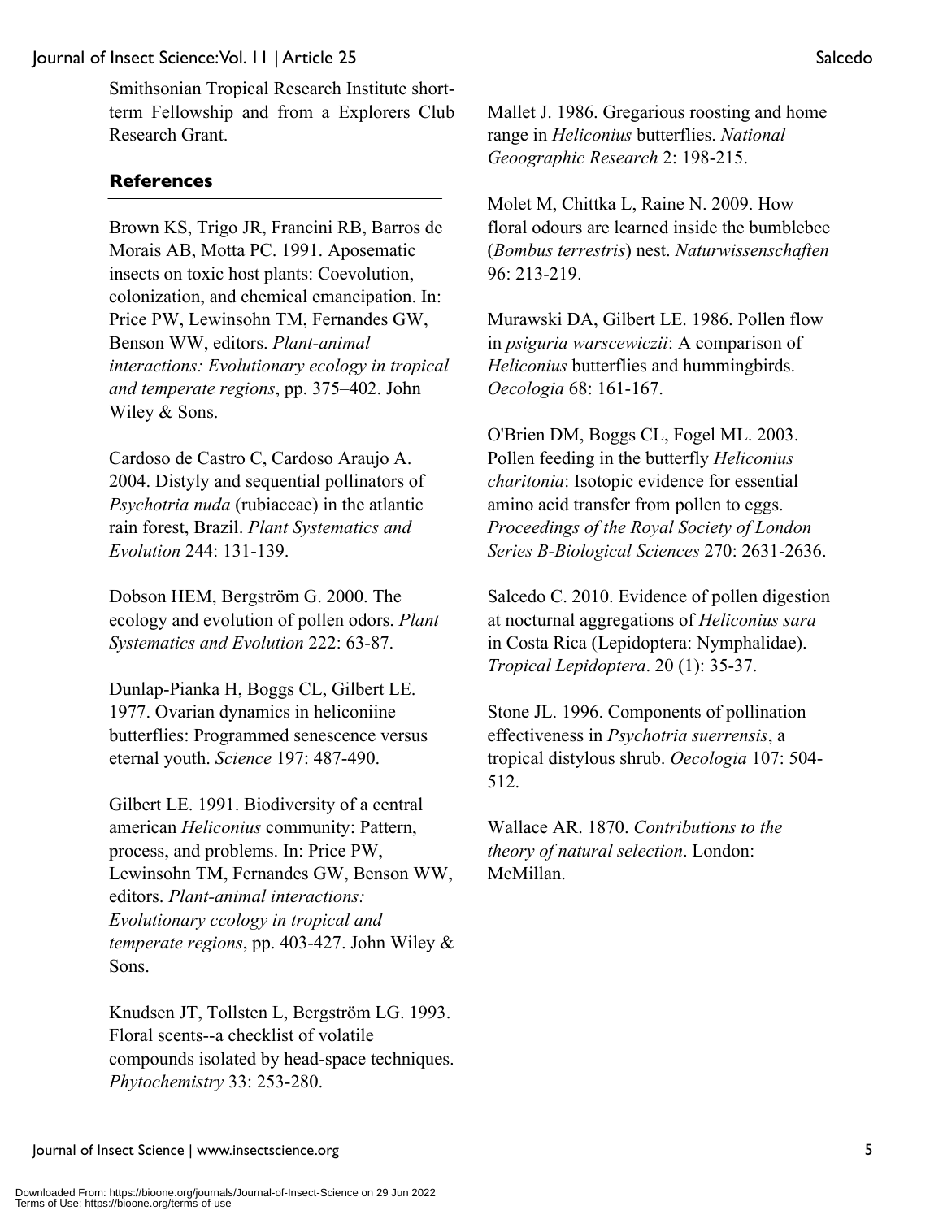Smithsonian Tropical Research Institute short-term Fellowship and from a Explorers Club Research Grant.

## References

Brown KS, Trigo JR, Francini RB, Barros de Morais AB, Motta PC. 1991. Aposematic insects on toxic host plants: Coevolution, colonization, and chemical emancipation. In: Price PW, Lewinsohn TM, Fernandes GW, Benson WW, editors. *Plant-animal interactions: Evolutionary ecology in tropical and temperate regions*, pp. 375–402. John Wiley & Sons.

Cardoso de Castro C, Cardoso Araujo A. 2004. Distyly and sequential pollinators of *Psychotria nuda* (rubiaceae) in the atlantic rain forest, Brazil. *Plant Systematics and Evolution* 244: 131-139.

Dobson HEM, Bergström G. 2000. The ecology and evolution of pollen odors. *Plant Systematics and Evolution* 222: 63-87.

Dunlap-Pianka H, Boggs CL, Gilbert LE. 1977. Ovarian dynamics in heliconiine butterflies: Programmed senescence versus eternal youth. *Science* 197: 487-490.

Gilbert LE. 1991. Biodiversity of a central american *Heliconius* community: Pattern, process, and problems. In: Price PW, Lewinsohn TM, Fernandes GW, Benson WW, editors. *Plant-animal interactions: Evolutionary ccology in tropical and temperate regions*, pp. 403-427. John Wiley & Sons.

Knudsen JT, Tollsten L, Bergström LG. 1993. Floral scents--a checklist of volatile compounds isolated by head-space techniques. *Phytochemistry* 33: 253-280.

Mallet J. 1986. Gregarious roosting and home range in *Heliconius* butterflies. *National Geoographic Research* 2: 198-215.

Molet M, Chittka L, Raine N. 2009. How floral odours are learned inside the bumblebee (*Bombus terrestris*) nest. *Naturwissenschaften* 96: 213-219.

Murawski DA, Gilbert LE. 1986. Pollen flow in *psiguria warscewiczii*: A comparison of *Heliconius* butterflies and hummingbirds. *Oecologia* 68: 161-167.

O'Brien DM, Boggs CL, Fogel ML. 2003. Pollen feeding in the butterfly *Heliconius charitonia*: Isotopic evidence for essential amino acid transfer from pollen to eggs. *Proceedings of the Royal Society of London Series B-Biological Sciences* 270: 2631-2636.

Salcedo C. 2010. Evidence of pollen digestion at nocturnal aggregations of *Heliconius sara* in Costa Rica (Lepidoptera: Nymphalidae). *Tropical Lepidoptera*. 20 (1): 35-37.

Stone JL. 1996. Components of pollination effectiveness in *Psychotria suerrensis*, a tropical distylous shrub. *Oecologia* 107: 504-512.

Wallace AR. 1870. *Contributions to the theory of natural selection*. London: McMillan.